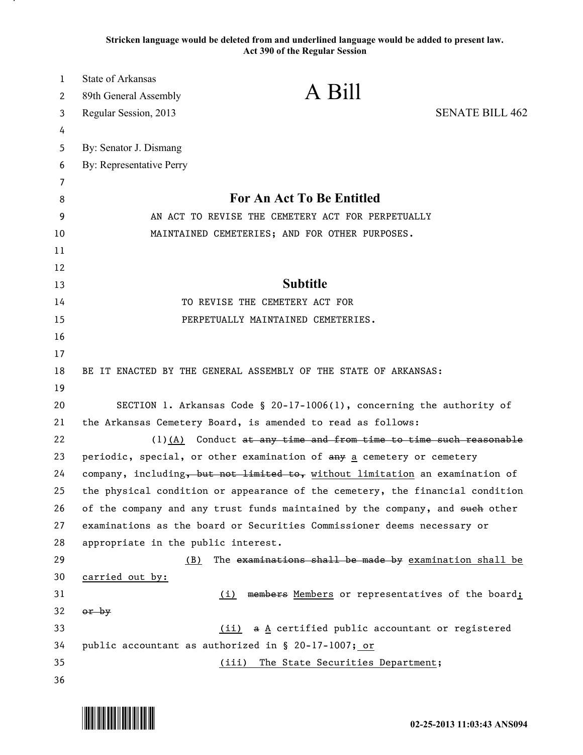**Stricken language would be deleted from and underlined language would be added to present law.**
**Act 390 of the Regular Session**

State of Arkansas
89th General Assembly
Regular Session, 2013

# A Bill

SENATE BILL 462

By: Senator J. Dismang
By: Representative Perry

## For An Act To Be Entitled

AN ACT TO REVISE THE CEMETERY ACT FOR PERPETUALLY MAINTAINED CEMETERIES; AND FOR OTHER PURPOSES.

## Subtitle

TO REVISE THE CEMETERY ACT FOR PERPETUALLY MAINTAINED CEMETERIES.

BE IT ENACTED BY THE GENERAL ASSEMBLY OF THE STATE OF ARKANSAS:

SECTION 1. Arkansas Code § 20-17-1006(1), concerning the authority of the Arkansas Cemetery Board, is amended to read as follows:

(1)<u>(A)</u> Conduct ~~at any time and from time to time such reasonable periodic, special, or other~~ examination of ~~any~~ <u>a</u> cemetery or cemetery company, including~~, but not limited to,~~ <u>without limitation</u> an examination of the physical condition or appearance of the cemetery, the financial condition of the company and any trust funds maintained by the company, and ~~such~~ other examinations as the board or Securities Commissioner deems necessary or appropriate in the public interest.

<u>(B)</u> The ~~examinations shall be made by~~ <u>examination shall be carried out by:</u>

<u>(i)</u> ~~members~~ <u>Members</u> or representatives of the board<u>;</u> ~~or by~~

<u>(ii)</u> ~~a~~ <u>A</u> certified public accountant or registered public accountant as authorized in § 20-17-1007<u>; or</u>

<u>(iii) The State Securities Department</u>;

02-25-2013 11:03:43 ANS094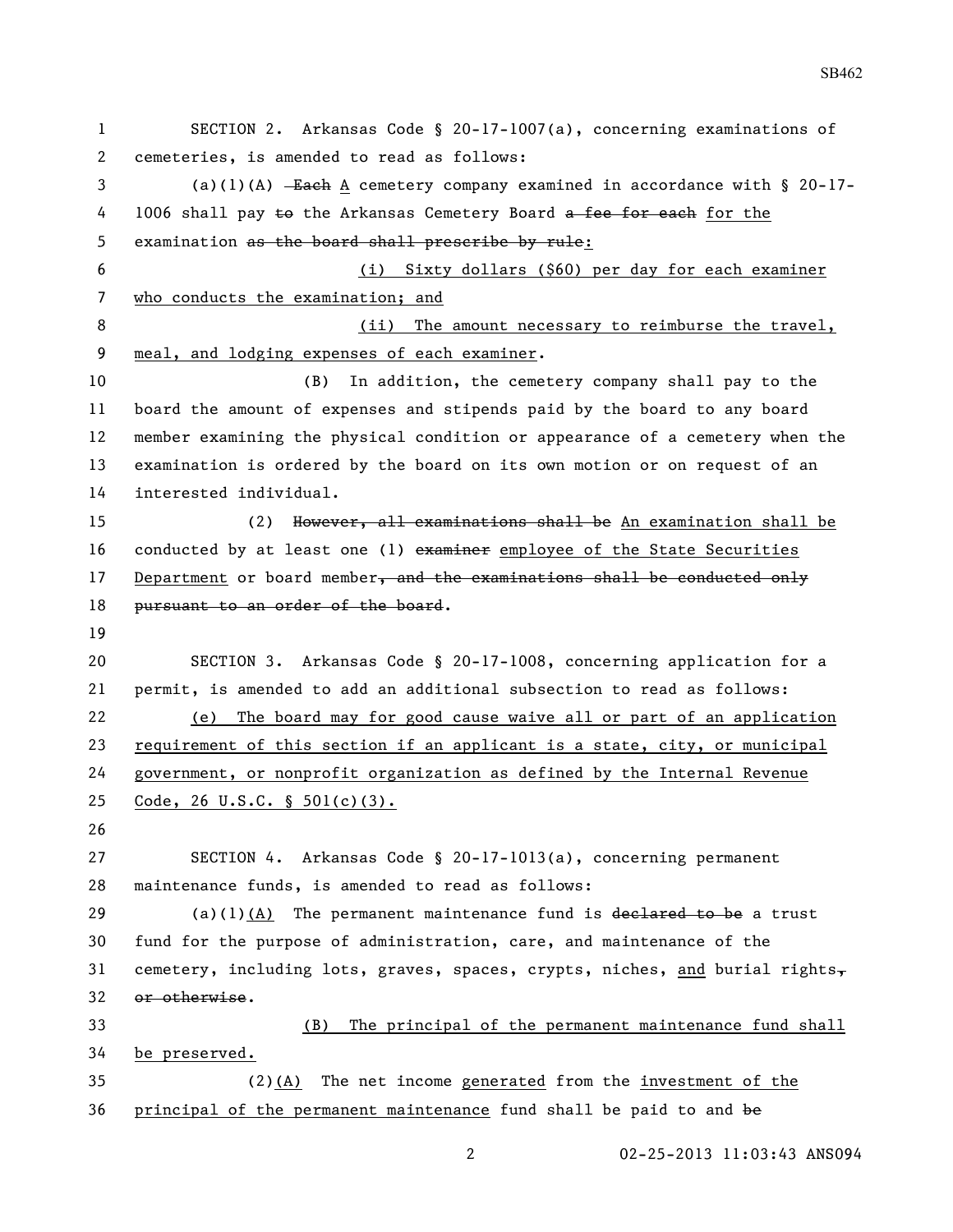SECTION 2. Arkansas Code § 20-17-1007(a), concerning examinations of cemeteries, is amended to read as follows:

(a)(1)(A) ~~Each~~ A cemetery company examined in accordance with § 20-17-1006 shall pay ~~to~~ the Arkansas Cemetery Board ~~a fee for each~~ for the examination ~~as the board shall prescribe by rule~~:

(i) Sixty dollars ($60) per day for each examiner who conducts the examination; and

(ii) The amount necessary to reimburse the travel, meal, and lodging expenses of each examiner.

(B) In addition, the cemetery company shall pay to the board the amount of expenses and stipends paid by the board to any board member examining the physical condition or appearance of a cemetery when the examination is ordered by the board on its own motion or on request of an interested individual.

(2) ~~However, all examinations shall be~~ An examination shall be conducted by at least one (1) ~~examiner~~ employee of the State Securities Department or board member~~, and the examinations shall be conducted only pursuant to an order of the board~~.

SECTION 3. Arkansas Code § 20-17-1008, concerning application for a permit, is amended to add an additional subsection to read as follows:

(e) The board may for good cause waive all or part of an application requirement of this section if an applicant is a state, city, or municipal government, or nonprofit organization as defined by the Internal Revenue Code, 26 U.S.C. § 501(c)(3).

SECTION 4. Arkansas Code § 20-17-1013(a), concerning permanent maintenance funds, is amended to read as follows:

(a)(1)(A) The permanent maintenance fund is ~~declared to be~~ a trust fund for the purpose of administration, care, and maintenance of the cemetery, including lots, graves, spaces, crypts, niches, and burial rights~~, or otherwise~~.

(B) The principal of the permanent maintenance fund shall be preserved.

(2)(A) The net income generated from the investment of the principal of the permanent maintenance fund shall be paid to and ~~be~~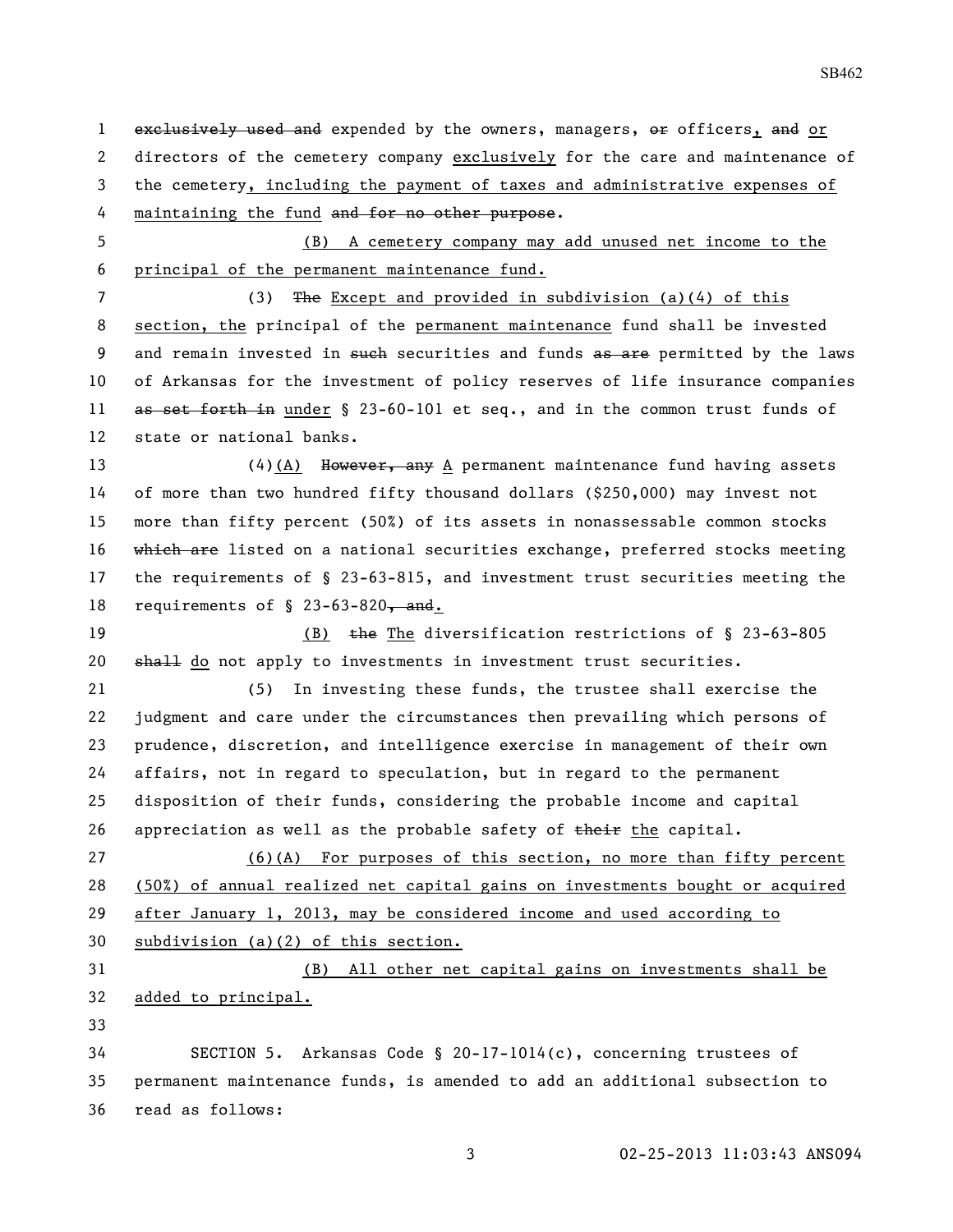~~exclusively used and~~ expended by the owners, managers, ~~or~~ officers, ~~and~~ or directors of the cemetery company exclusively for the care and maintenance of the cemetery, including the payment of taxes and administrative expenses of maintaining the fund ~~and for no other purpose~~.

(B) A cemetery company may add unused net income to the principal of the permanent maintenance fund.

(3) ~~The~~ Except and provided in subdivision (a)(4) of this section, the principal of the permanent maintenance fund shall be invested and remain invested in ~~such~~ securities and funds ~~as are~~ permitted by the laws of Arkansas for the investment of policy reserves of life insurance companies ~~as set forth in~~ under § 23-60-101 et seq., and in the common trust funds of state or national banks.

(4)(A) ~~However, any~~ A permanent maintenance fund having assets of more than two hundred fifty thousand dollars ($250,000) may invest not more than fifty percent (50%) of its assets in nonassessable common stocks ~~which are~~ listed on a national securities exchange, preferred stocks meeting the requirements of § 23-63-815, and investment trust securities meeting the requirements of § 23-63-820~~, and~~.

(B) ~~the~~ The diversification restrictions of § 23-63-805 ~~shall~~ do not apply to investments in investment trust securities.

(5) In investing these funds, the trustee shall exercise the judgment and care under the circumstances then prevailing which persons of prudence, discretion, and intelligence exercise in management of their own affairs, not in regard to speculation, but in regard to the permanent disposition of their funds, considering the probable income and capital appreciation as well as the probable safety of ~~their~~ the capital.

(6)(A) For purposes of this section, no more than fifty percent (50%) of annual realized net capital gains on investments bought or acquired after January 1, 2013, may be considered income and used according to subdivision (a)(2) of this section.

(B) All other net capital gains on investments shall be added to principal.

SECTION 5. Arkansas Code § 20-17-1014(c), concerning trustees of permanent maintenance funds, is amended to add an additional subsection to read as follows: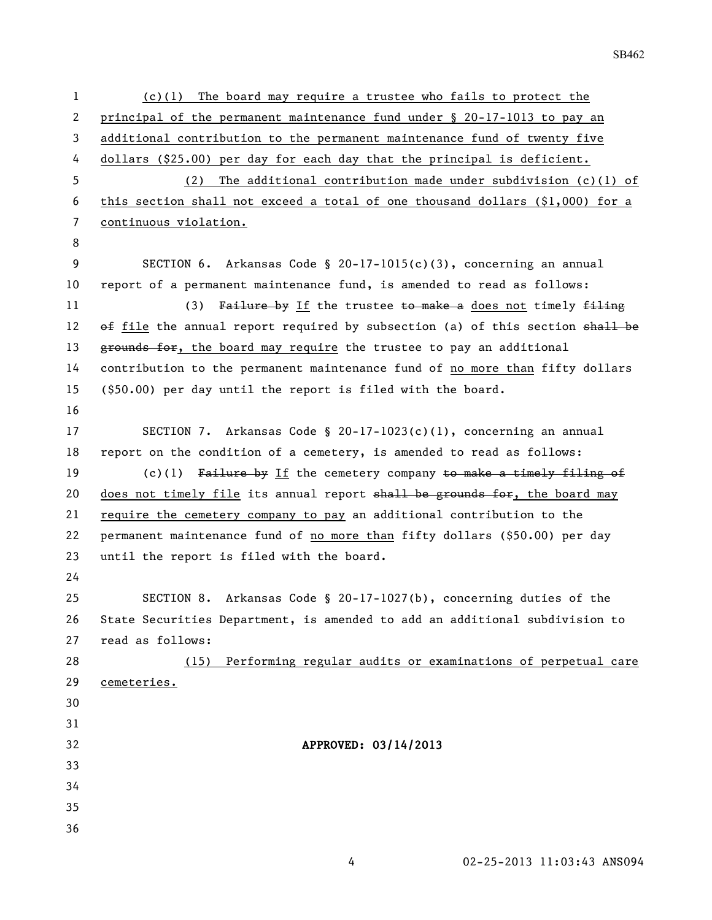(c)(1) The board may require a trustee who fails to protect the principal of the permanent maintenance fund under § 20-17-1013 to pay an additional contribution to the permanent maintenance fund of twenty five dollars ($25.00) per day for each day that the principal is deficient.

(2) The additional contribution made under subdivision (c)(1) of this section shall not exceed a total of one thousand dollars ($1,000) for a continuous violation.

SECTION 6. Arkansas Code § 20-17-1015(c)(3), concerning an annual report of a permanent maintenance fund, is amended to read as follows:

(3) ~~Failure by~~ If the trustee ~~to make a~~ does not timely ~~filing of~~ file the annual report required by subsection (a) of this section ~~shall be grounds for~~, the board may require the trustee to pay an additional contribution to the permanent maintenance fund of no more than fifty dollars ($50.00) per day until the report is filed with the board.

SECTION 7. Arkansas Code § 20-17-1023(c)(1), concerning an annual report on the condition of a cemetery, is amended to read as follows:

(c)(1) ~~Failure by~~ If the cemetery company ~~to make a timely filing of~~ does not timely file its annual report ~~shall be grounds for~~, the board may require the cemetery company to pay an additional contribution to the permanent maintenance fund of no more than fifty dollars ($50.00) per day until the report is filed with the board.

SECTION 8. Arkansas Code § 20-17-1027(b), concerning duties of the State Securities Department, is amended to add an additional subdivision to read as follows:

(15) Performing regular audits or examinations of perpetual care cemeteries.

**APPROVED: 03/14/2013**